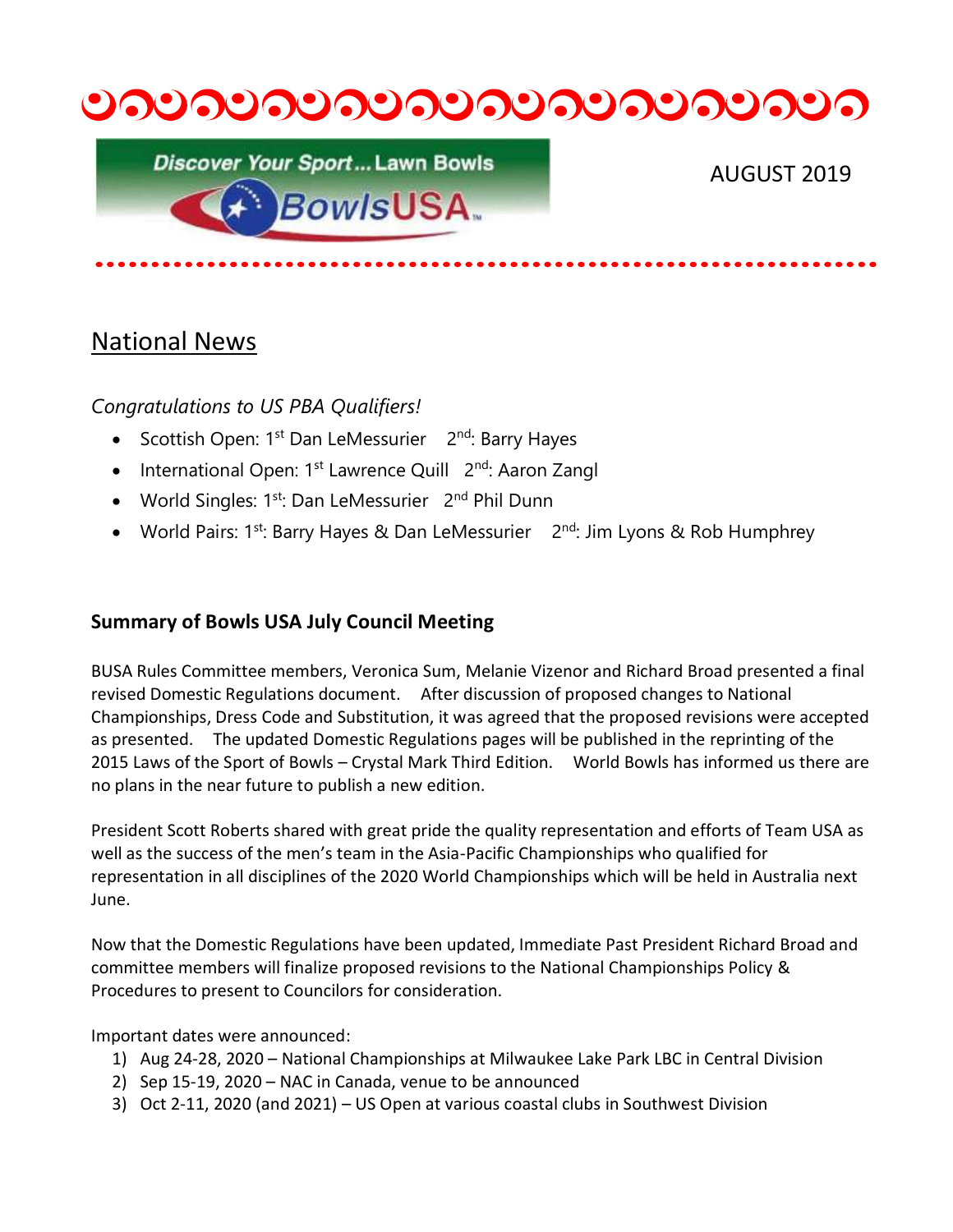AUGUST 2019

## National News

*Congratulations to US PBA Qualifiers!*

- Scottish Open: 1st Dan LeMessurier 2nd: Barry Hayes
- International Open: 1st Lawrence Quill 2nd: Aaron Zangl
- World Singles: 1st: Dan LeMessurier 2nd Phil Dunn
- World Pairs: 1st: Barry Hayes & Dan LeMessurier 2nd: Jim Lyons & Rob Humphrey

### Summary of Bowls USA July Council Meeting

BUSA Rules Committee members, Veronica Sum, Melanie Vizenor and Richard Broad presented a final revised Domestic Regulations document. After discussion of proposed changes to National Championships, Dress Code and Substitution, it was agreed that the proposed revisions were accepted as presented. The updated Domestic Regulations pages will be published in the reprinting of the 2015 Laws of the Sport of Bowls – Crystal Mark Third Edition. World Bowls has informed us there are no plans in the near future to publish a new edition.

President Scott Roberts shared with great pride the quality representation and efforts of Team USA as well as the success of the men's team in the Asia-Pacific Championships who qualified for representation in all disciplines of the 2020 World Championships which will be held in Australia next June.

Now that the Domestic Regulations have been updated, Immediate Past President Richard Broad and committee members will finalize proposed revisions to the National Championships Policy & Procedures to present to Councilors for consideration.

Important dates were announced:

1) Aug 24-28, 2020 – National Championships at Milwaukee Lake Park LBC in Central Division
2) Sep 15-19, 2020 – NAC in Canada, venue to be announced
3) Oct 2-11, 2020 (and 2021) – US Open at various coastal clubs in Southwest Division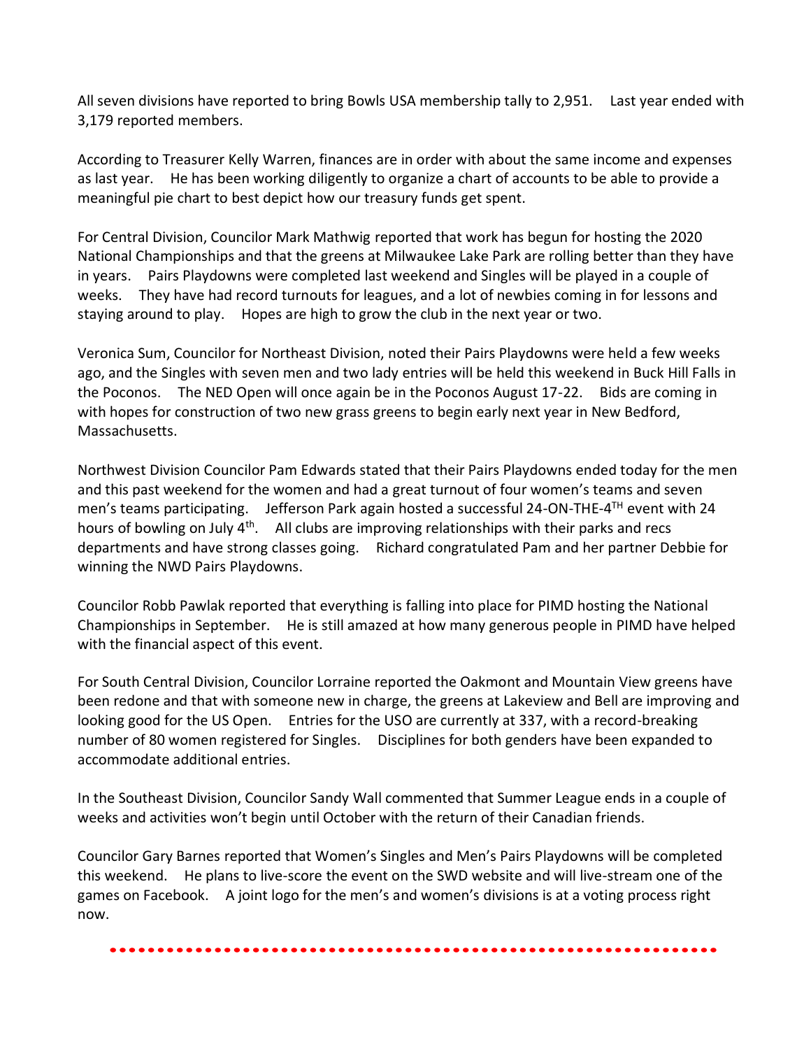All seven divisions have reported to bring Bowls USA membership tally to 2,951. Last year ended with 3,179 reported members.

According to Treasurer Kelly Warren, finances are in order with about the same income and expenses as last year. He has been working diligently to organize a chart of accounts to be able to provide a meaningful pie chart to best depict how our treasury funds get spent.

For Central Division, Councilor Mark Mathwig reported that work has begun for hosting the 2020 National Championships and that the greens at Milwaukee Lake Park are rolling better than they have in years. Pairs Playdowns were completed last weekend and Singles will be played in a couple of weeks. They have had record turnouts for leagues, and a lot of newbies coming in for lessons and staying around to play. Hopes are high to grow the club in the next year or two.

Veronica Sum, Councilor for Northeast Division, noted their Pairs Playdowns were held a few weeks ago, and the Singles with seven men and two lady entries will be held this weekend in Buck Hill Falls in the Poconos. The NED Open will once again be in the Poconos August 17-22. Bids are coming in with hopes for construction of two new grass greens to begin early next year in New Bedford, Massachusetts.

Northwest Division Councilor Pam Edwards stated that their Pairs Playdowns ended today for the men and this past weekend for the women and had a great turnout of four women's teams and seven men's teams participating. Jefferson Park again hosted a successful 24-ON-THE-4TH event with 24 hours of bowling on July 4th. All clubs are improving relationships with their parks and recs departments and have strong classes going. Richard congratulated Pam and her partner Debbie for winning the NWD Pairs Playdowns.

Councilor Robb Pawlak reported that everything is falling into place for PIMD hosting the National Championships in September. He is still amazed at how many generous people in PIMD have helped with the financial aspect of this event.

For South Central Division, Councilor Lorraine reported the Oakmont and Mountain View greens have been redone and that with someone new in charge, the greens at Lakeview and Bell are improving and looking good for the US Open. Entries for the USO are currently at 337, with a record-breaking number of 80 women registered for Singles. Disciplines for both genders have been expanded to accommodate additional entries.

In the Southeast Division, Councilor Sandy Wall commented that Summer League ends in a couple of weeks and activities won't begin until October with the return of their Canadian friends.

Councilor Gary Barnes reported that Women's Singles and Men's Pairs Playdowns will be completed this weekend. He plans to live-score the event on the SWD website and will live-stream one of the games on Facebook. A joint logo for the men's and women's divisions is at a voting process right now.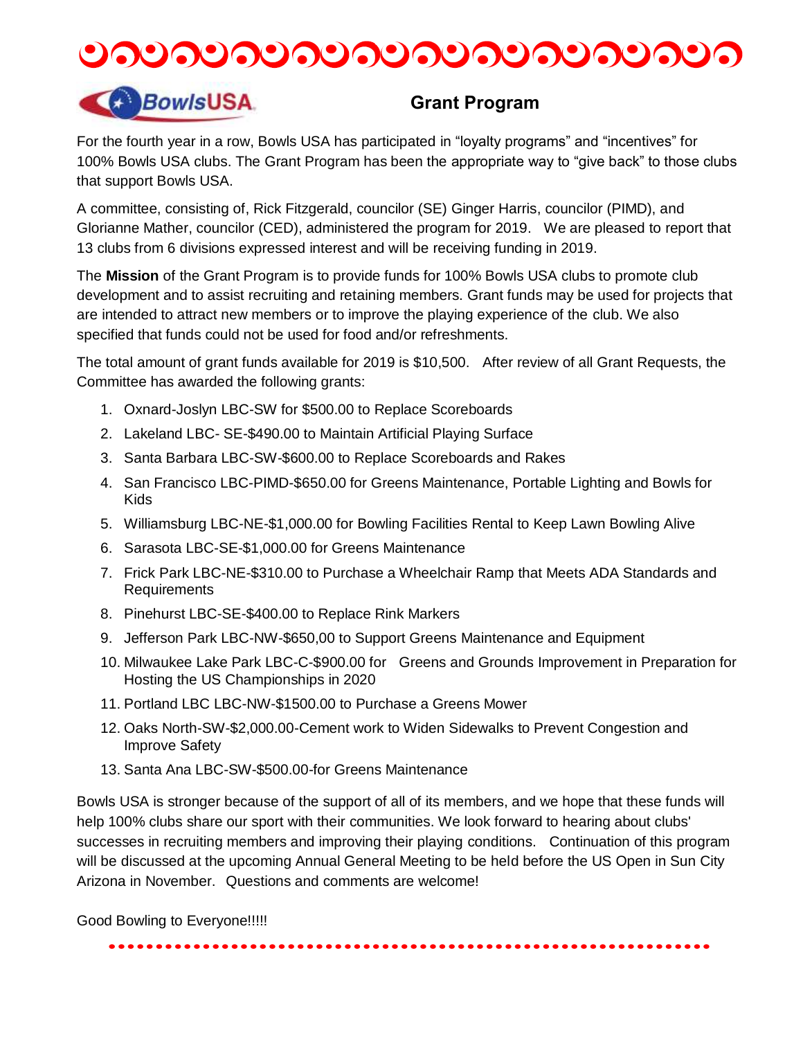BowlsUSA

## Grant Program

For the fourth year in a row, Bowls USA has participated in “loyalty programs” and “incentives” for 100% Bowls USA clubs. The Grant Program has been the appropriate way to “give back” to those clubs that support Bowls USA.

A committee, consisting of, Rick Fitzgerald, councilor (SE) Ginger Harris, councilor (PIMD), and Glorianne Mather, councilor (CED), administered the program for 2019. We are pleased to report that 13 clubs from 6 divisions expressed interest and will be receiving funding in 2019.

The **Mission** of the Grant Program is to provide funds for 100% Bowls USA clubs to promote club development and to assist recruiting and retaining members. Grant funds may be used for projects that are intended to attract new members or to improve the playing experience of the club. We also specified that funds could not be used for food and/or refreshments.

The total amount of grant funds available for 2019 is $10,500. After review of all Grant Requests, the Committee has awarded the following grants:

1. Oxnard-Joslyn LBC-SW for $500.00 to Replace Scoreboards
2. Lakeland LBC- SE-$490.00 to Maintain Artificial Playing Surface
3. Santa Barbara LBC-SW-$600.00 to Replace Scoreboards and Rakes
4. San Francisco LBC-PIMD-$650.00 for Greens Maintenance, Portable Lighting and Bowls for Kids
5. Williamsburg LBC-NE-$1,000.00 for Bowling Facilities Rental to Keep Lawn Bowling Alive
6. Sarasota LBC-SE-$1,000.00 for Greens Maintenance
7. Frick Park LBC-NE-$310.00 to Purchase a Wheelchair Ramp that Meets ADA Standards and Requirements
8. Pinehurst LBC-SE-$400.00 to Replace Rink Markers
9. Jefferson Park LBC-NW-$650,00 to Support Greens Maintenance and Equipment
10. Milwaukee Lake Park LBC-C-$900.00 for Greens and Grounds Improvement in Preparation for Hosting the US Championships in 2020
11. Portland LBC LBC-NW-$1500.00 to Purchase a Greens Mower
12. Oaks North-SW-$2,000.00-Cement work to Widen Sidewalks to Prevent Congestion and Improve Safety
13. Santa Ana LBC-SW-$500.00-for Greens Maintenance

Bowls USA is stronger because of the support of all of its members, and we hope that these funds will help 100% clubs share our sport with their communities. We look forward to hearing about clubs' successes in recruiting members and improving their playing conditions. Continuation of this program will be discussed at the upcoming Annual General Meeting to be held before the US Open in Sun City Arizona in November. Questions and comments are welcome!

Good Bowling to Everyone!!!!!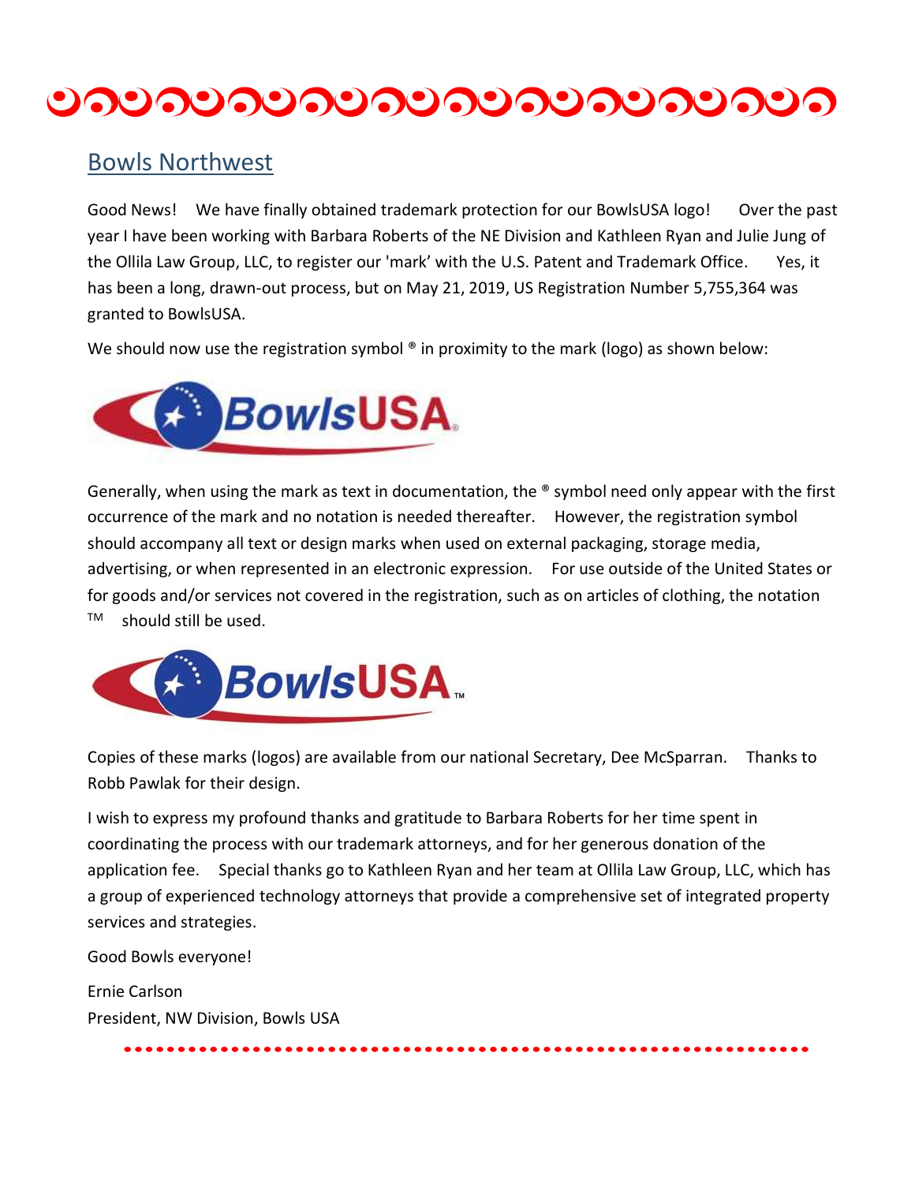## Bowls Northwest

Good News! We have finally obtained trademark protection for our BowlsUSA logo! Over the past year I have been working with Barbara Roberts of the NE Division and Kathleen Ryan and Julie Jung of the Ollila Law Group, LLC, to register our 'mark' with the U.S. Patent and Trademark Office. Yes, it has been a long, drawn-out process, but on May 21, 2019, US Registration Number 5,755,364 was granted to BowlsUSA.

We should now use the registration symbol ® in proximity to the mark (logo) as shown below:

Generally, when using the mark as text in documentation, the ® symbol need only appear with the first occurrence of the mark and no notation is needed thereafter. However, the registration symbol should accompany all text or design marks when used on external packaging, storage media, advertising, or when represented in an electronic expression. For use outside of the United States or for goods and/or services not covered in the registration, such as on articles of clothing, the notation ™ should still be used.

Copies of these marks (logos) are available from our national Secretary, Dee McSparran. Thanks to Robb Pawlak for their design.

I wish to express my profound thanks and gratitude to Barbara Roberts for her time spent in coordinating the process with our trademark attorneys, and for her generous donation of the application fee. Special thanks go to Kathleen Ryan and her team at Ollila Law Group, LLC, which has a group of experienced technology attorneys that provide a comprehensive set of integrated property services and strategies.

Good Bowls everyone!

Ernie Carlson
President, NW Division, Bowls USA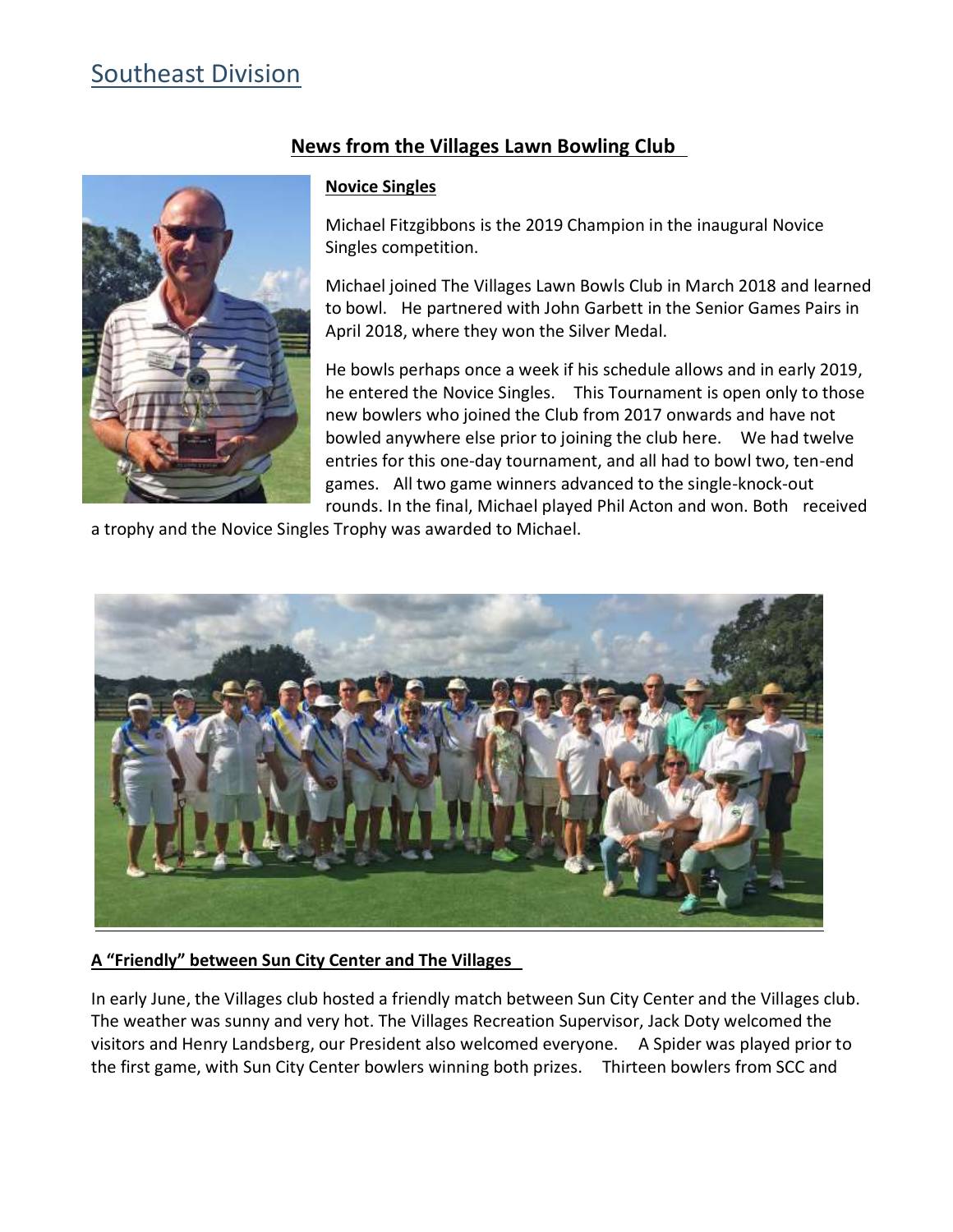# Southeast Division

## News from the Villages Lawn Bowling Club

### Novice Singles

Michael Fitzgibbons is the 2019 Champion in the inaugural Novice Singles competition.

Michael joined The Villages Lawn Bowls Club in March 2018 and learned to bowl. He partnered with John Garbett in the Senior Games Pairs in April 2018, where they won the Silver Medal.

He bowls perhaps once a week if his schedule allows and in early 2019, he entered the Novice Singles. This Tournament is open only to those new bowlers who joined the Club from 2017 onwards and have not bowled anywhere else prior to joining the club here. We had twelve entries for this one-day tournament, and all had to bowl two, ten-end games. All two game winners advanced to the single-knock-out rounds. In the final, Michael played Phil Acton and won. Both received a trophy and the Novice Singles Trophy was awarded to Michael.

### A "Friendly" between Sun City Center and The Villages

In early June, the Villages club hosted a friendly match between Sun City Center and the Villages club. The weather was sunny and very hot. The Villages Recreation Supervisor, Jack Doty welcomed the visitors and Henry Landsberg, our President also welcomed everyone. A Spider was played prior to the first game, with Sun City Center bowlers winning both prizes. Thirteen bowlers from SCC and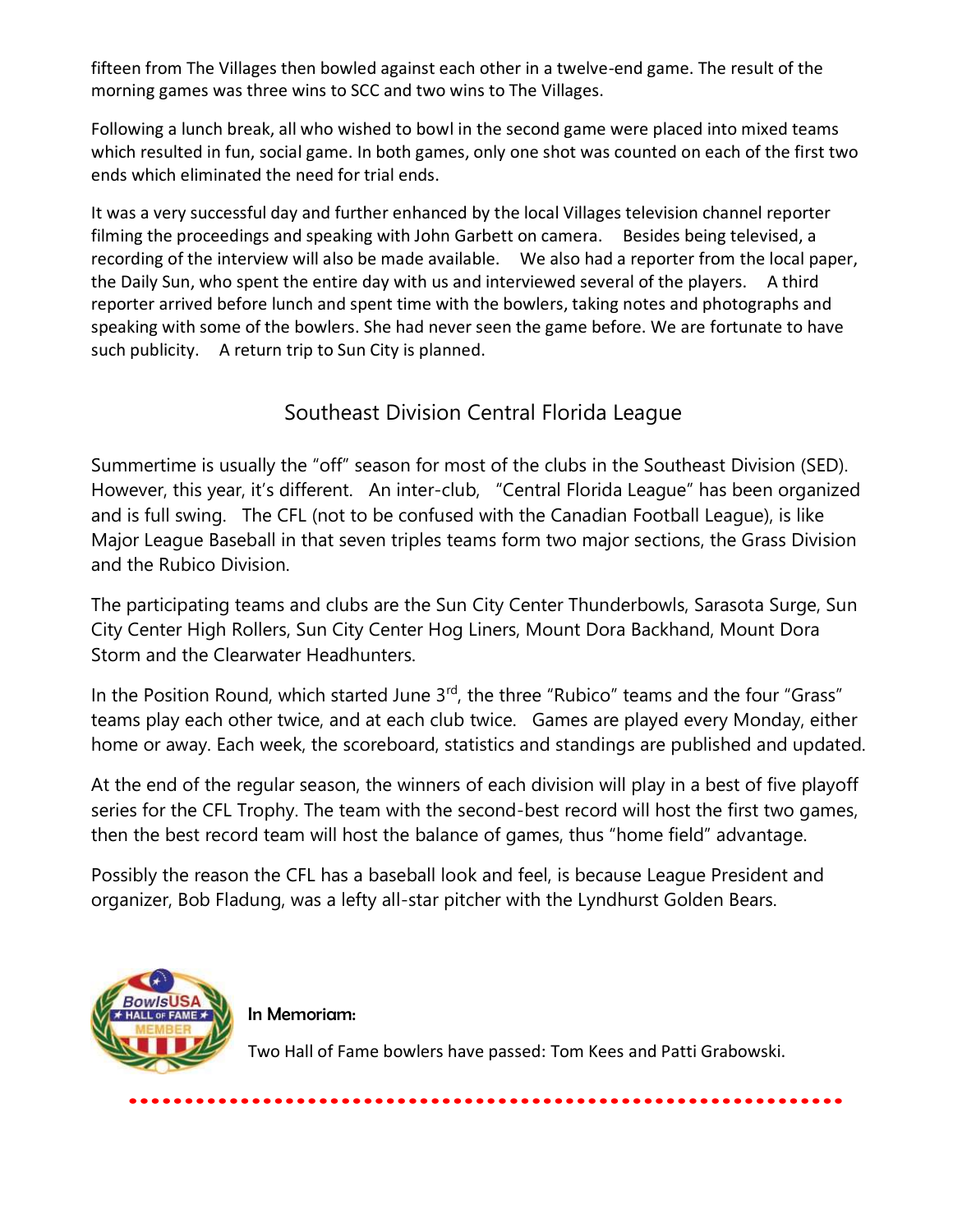fifteen from The Villages then bowled against each other in a twelve-end game. The result of the morning games was three wins to SCC and two wins to The Villages.

Following a lunch break, all who wished to bowl in the second game were placed into mixed teams which resulted in fun, social game. In both games, only one shot was counted on each of the first two ends which eliminated the need for trial ends.

It was a very successful day and further enhanced by the local Villages television channel reporter filming the proceedings and speaking with John Garbett on camera. Besides being televised, a recording of the interview will also be made available. We also had a reporter from the local paper, the Daily Sun, who spent the entire day with us and interviewed several of the players. A third reporter arrived before lunch and spent time with the bowlers, taking notes and photographs and speaking with some of the bowlers. She had never seen the game before. We are fortunate to have such publicity. A return trip to Sun City is planned.

## Southeast Division Central Florida League

Summertime is usually the "off" season for most of the clubs in the Southeast Division (SED). However, this year, it's different. An inter-club, "Central Florida League" has been organized and is full swing. The CFL (not to be confused with the Canadian Football League), is like Major League Baseball in that seven triples teams form two major sections, the Grass Division and the Rubico Division.

The participating teams and clubs are the Sun City Center Thunderbowls, Sarasota Surge, Sun City Center High Rollers, Sun City Center Hog Liners, Mount Dora Backhand, Mount Dora Storm and the Clearwater Headhunters.

In the Position Round, which started June 3rd, the three "Rubico" teams and the four "Grass" teams play each other twice, and at each club twice. Games are played every Monday, either home or away. Each week, the scoreboard, statistics and standings are published and updated.

At the end of the regular season, the winners of each division will play in a best of five playoff series for the CFL Trophy. The team with the second-best record will host the first two games, then the best record team will host the balance of games, thus "home field" advantage.

Possibly the reason the CFL has a baseball look and feel, is because League President and organizer, Bob Fladung, was a lefty all-star pitcher with the Lyndhurst Golden Bears.

**In Memoriam:**

Two Hall of Fame bowlers have passed: Tom Kees and Patti Grabowski.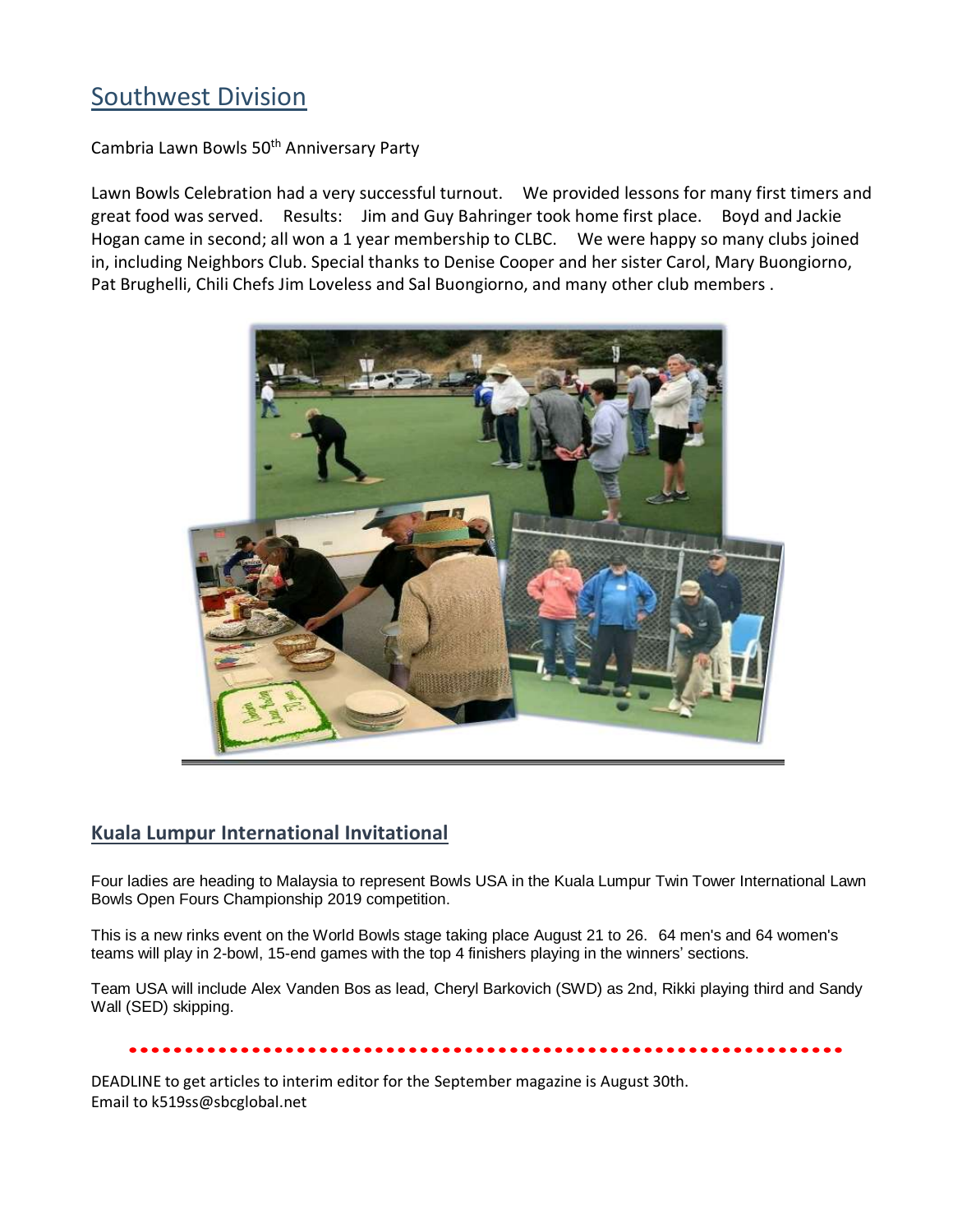## Southwest Division

Cambria Lawn Bowls 50th Anniversary Party

Lawn Bowls Celebration had a very successful turnout. We provided lessons for many first timers and great food was served. Results: Jim and Guy Bahringer took home first place. Boyd and Jackie Hogan came in second; all won a 1 year membership to CLBC. We were happy so many clubs joined in, including Neighbors Club. Special thanks to Denise Cooper and her sister Carol, Mary Buongiorno, Pat Brughelli, Chili Chefs Jim Loveless and Sal Buongiorno, and many other club members .

## Kuala Lumpur International Invitational

Four ladies are heading to Malaysia to represent Bowls USA in the Kuala Lumpur Twin Tower International Lawn Bowls Open Fours Championship 2019 competition.

This is a new rinks event on the World Bowls stage taking place August 21 to 26. 64 men's and 64 women's teams will play in 2-bowl, 15-end games with the top 4 finishers playing in the winners' sections.

Team USA will include Alex Vanden Bos as lead, Cheryl Barkovich (SWD) as 2nd, Rikki playing third and Sandy Wall (SED) skipping.

DEADLINE to get articles to interim editor for the September magazine is August 30th.
Email to k519ss@sbcglobal.net